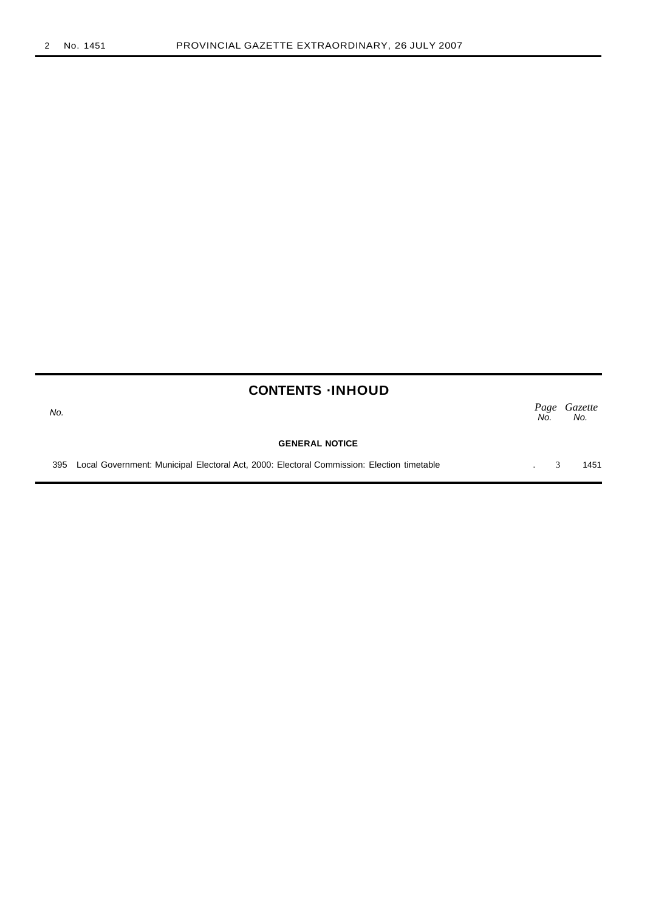## CONTENTS ·INHOUD

| No. | | Page No. | Gazette No. |
|---|---|---|---|
| | **GENERAL NOTICE** | | |
| 395 | Local Government: Municipal Electoral Act, 2000: Electoral Commission: Election timetable | 3 | 1451 |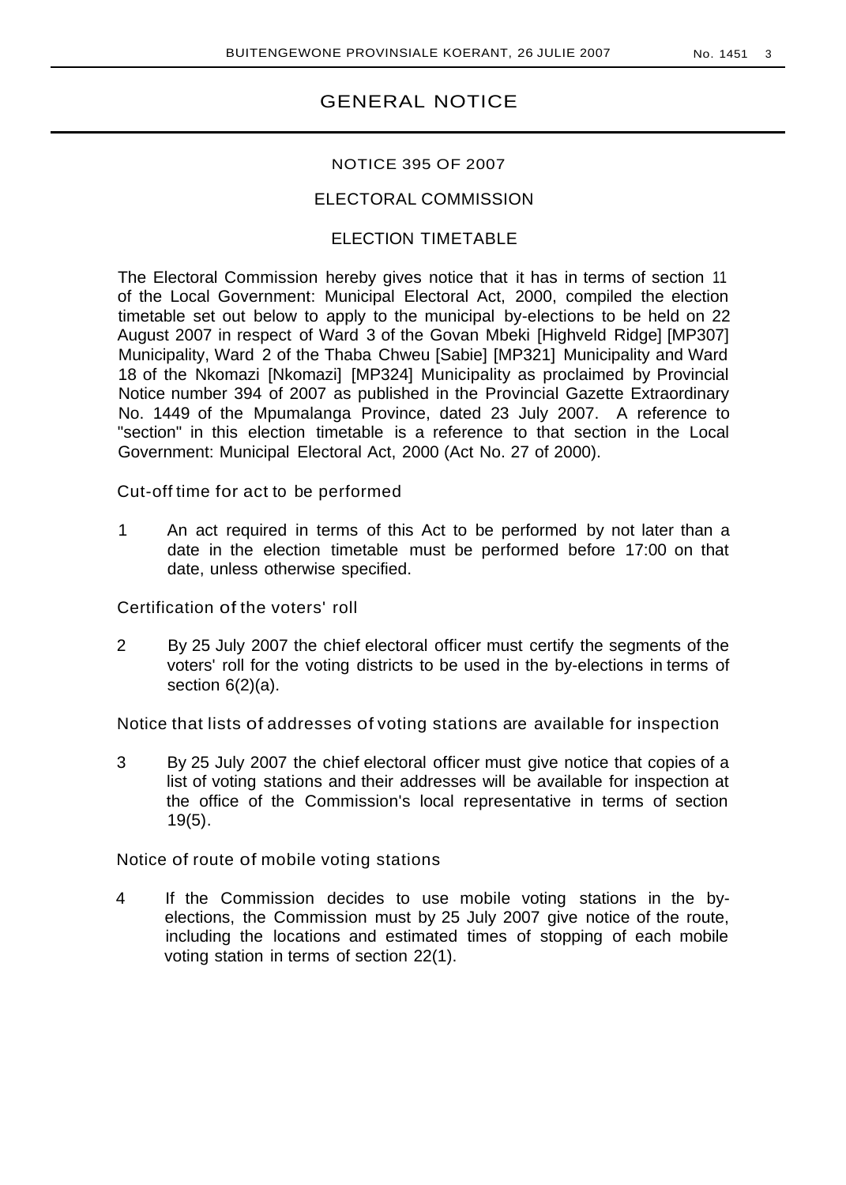# GENERAL NOTICE

NOTICE 395 OF 2007

ELECTORAL COMMISSION

ELECTION TIMETABLE

The Electoral Commission hereby gives notice that it has in terms of section 11 of the Local Government: Municipal Electoral Act, 2000, compiled the election timetable set out below to apply to the municipal by-elections to be held on 22 August 2007 in respect of Ward 3 of the Govan Mbeki [Highveld Ridge] [MP307] Municipality, Ward 2 of the Thaba Chweu [Sabie] [MP321] Municipality and Ward 18 of the Nkomazi [Nkomazi] [MP324] Municipality as proclaimed by Provincial Notice number 394 of 2007 as published in the Provincial Gazette Extraordinary No. 1449 of the Mpumalanga Province, dated 23 July 2007. A reference to "section" in this election timetable is a reference to that section in the Local Government: Municipal Electoral Act, 2000 (Act No. 27 of 2000).

Cut-off time for act to be performed

1 An act required in terms of this Act to be performed by not later than a date in the election timetable must be performed before 17:00 on that date, unless otherwise specified.

Certification of the voters' roll

2 By 25 July 2007 the chief electoral officer must certify the segments of the voters' roll for the voting districts to be used in the by-elections in terms of section 6(2)(a).

Notice that lists of addresses of voting stations are available for inspection

3 By 25 July 2007 the chief electoral officer must give notice that copies of a list of voting stations and their addresses will be available for inspection at the office of the Commission's local representative in terms of section 19(5).

Notice of route of mobile voting stations

4 If the Commission decides to use mobile voting stations in the by-elections, the Commission must by 25 July 2007 give notice of the route, including the locations and estimated times of stopping of each mobile voting station in terms of section 22(1).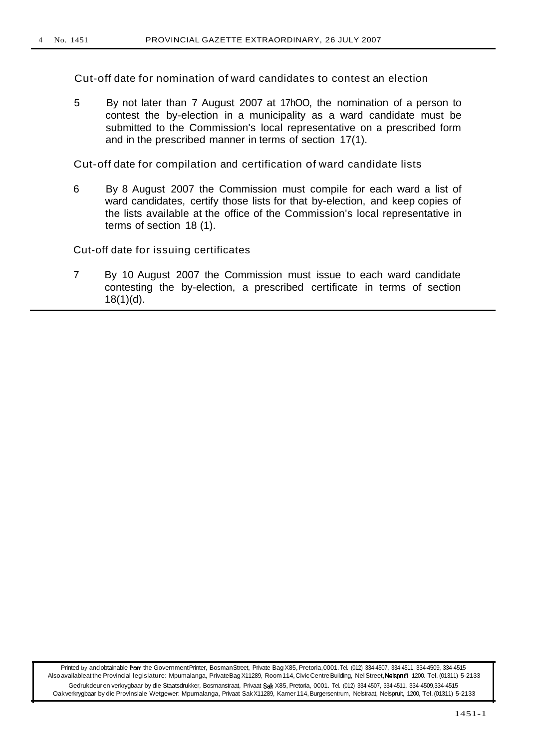### Cut-off date for nomination of ward candidates to contest an election

5 By not later than 7 August 2007 at 17h00, the nomination of a person to contest the by-election in a municipality as a ward candidate must be submitted to the Commission's local representative on a prescribed form and in the prescribed manner in terms of section 17(1).

### Cut-off date for compilation and certification of ward candidate lists

6 By 8 August 2007 the Commission must compile for each ward a list of ward candidates, certify those lists for that by-election, and keep copies of the lists available at the office of the Commission's local representative in terms of section 18 (1).

### Cut-off date for issuing certificates

7 By 10 August 2007 the Commission must issue to each ward candidate contesting the by-election, a prescribed certificate in terms of section 18(1)(d).

---

Printed by and obtainable from the Government Printer, Bosman Street, Private Bag X85, Pretoria, 0001. Tel. (012) 334-4507, 334-4511, 334-4509, 334-4515
Also available at the Provincial legislature: Mpumalanga, Private Bag X11289, Room 114, Civic Centre Building, Nel Street, Nelspruit, 1200. Tel. (01311) 5-2133

Gedruk deur en verkrygbaar by die Staatsdrukker, Bosmanstraat, Privaat Sak X85, Pretoria, 0001. Tel. (012) 334-4507, 334-4511, 334-4509, 334-4515
Ook verkrygbaar by die Provinsiale Wetgewer: Mpumalanga, Privaat Sak X11289, Kamer 114, Burgersentrum, Nelstraat, Nelspruit, 1200, Tel. (01311) 5-2133